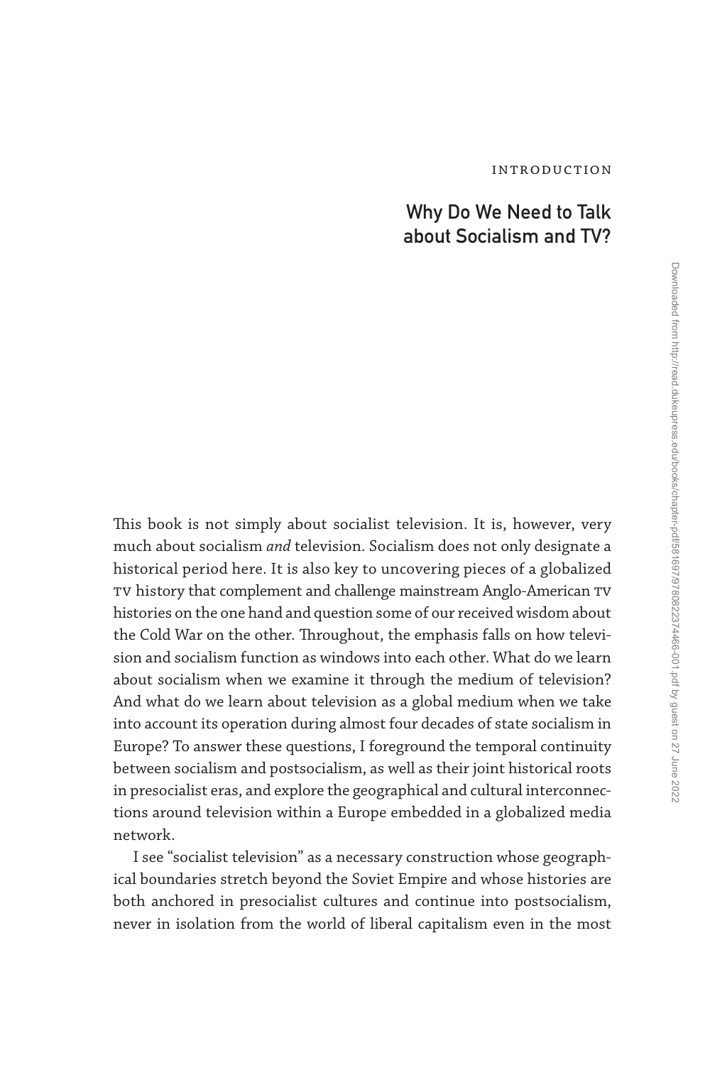INTRODUCTION

# Why Do We Need to Talk about Socialism and TV?

This book is not simply about socialist television. It is, however, very much about socialism *and* television. Socialism does not only designate a historical period here. It is also key to uncovering pieces of a globalized TV history that complement and challenge mainstream Anglo-American TV histories on the one hand and question some of our received wisdom about the Cold War on the other. Throughout, the emphasis falls on how television and socialism function as windows into each other. What do we learn about socialism when we examine it through the medium of television? And what do we learn about television as a global medium when we take into account its operation during almost four decades of state socialism in Europe? To answer these questions, I foreground the temporal continuity between socialism and postsocialism, as well as their joint historical roots in presocialist eras, and explore the geographical and cultural interconnections around television within a Europe embedded in a globalized media network.

I see "socialist television" as a necessary construction whose geographical boundaries stretch beyond the Soviet Empire and whose histories are both anchored in presocialist cultures and continue into postsocialism, never in isolation from the world of liberal capitalism even in the most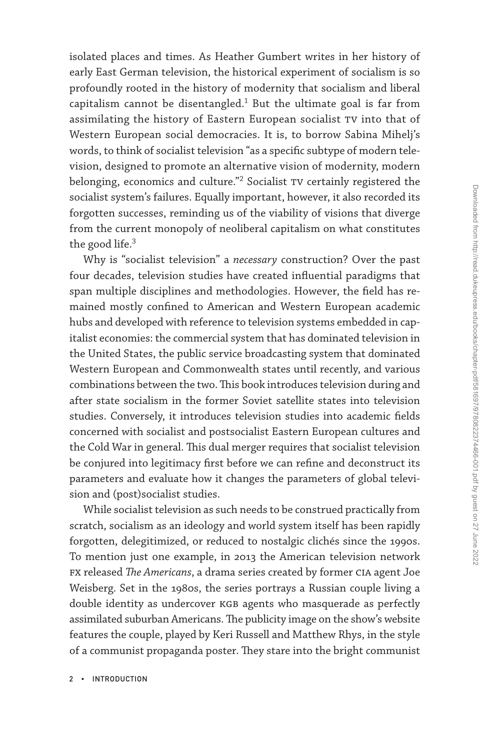isolated places and times. As Heather Gumbert writes in her history of early East German television, the historical experiment of socialism is so profoundly rooted in the history of modernity that socialism and liberal capitalism cannot be disentangled.[1] But the ultimate goal is far from assimilating the history of Eastern European socialist TV into that of Western European social democracies. It is, to borrow Sabina Mihelj's words, to think of socialist television "as a specific subtype of modern television, designed to promote an alternative vision of modernity, modern belonging, economics and culture."[2] Socialist TV certainly registered the socialist system's failures. Equally important, however, it also recorded its forgotten successes, reminding us of the viability of visions that diverge from the current monopoly of neoliberal capitalism on what constitutes the good life.[3]

Why is "socialist television" a *necessary* construction? Over the past four decades, television studies have created influential paradigms that span multiple disciplines and methodologies. However, the field has remained mostly confined to American and Western European academic hubs and developed with reference to television systems embedded in capitalist economies: the commercial system that has dominated television in the United States, the public service broadcasting system that dominated Western European and Commonwealth states until recently, and various combinations between the two. This book introduces television during and after state socialism in the former Soviet satellite states into television studies. Conversely, it introduces television studies into academic fields concerned with socialist and postsocialist Eastern European cultures and the Cold War in general. This dual merger requires that socialist television be conjured into legitimacy first before we can refine and deconstruct its parameters and evaluate how it changes the parameters of global television and (post)socialist studies.

While socialist television as such needs to be construed practically from scratch, socialism as an ideology and world system itself has been rapidly forgotten, delegitimized, or reduced to nostalgic clichés since the 1990s. To mention just one example, in 2013 the American television network FX released *The Americans*, a drama series created by former CIA agent Joe Weisberg. Set in the 1980s, the series portrays a Russian couple living a double identity as undercover KGB agents who masquerade as perfectly assimilated suburban Americans. The publicity image on the show's website features the couple, played by Keri Russell and Matthew Rhys, in the style of a communist propaganda poster. They stare into the bright communist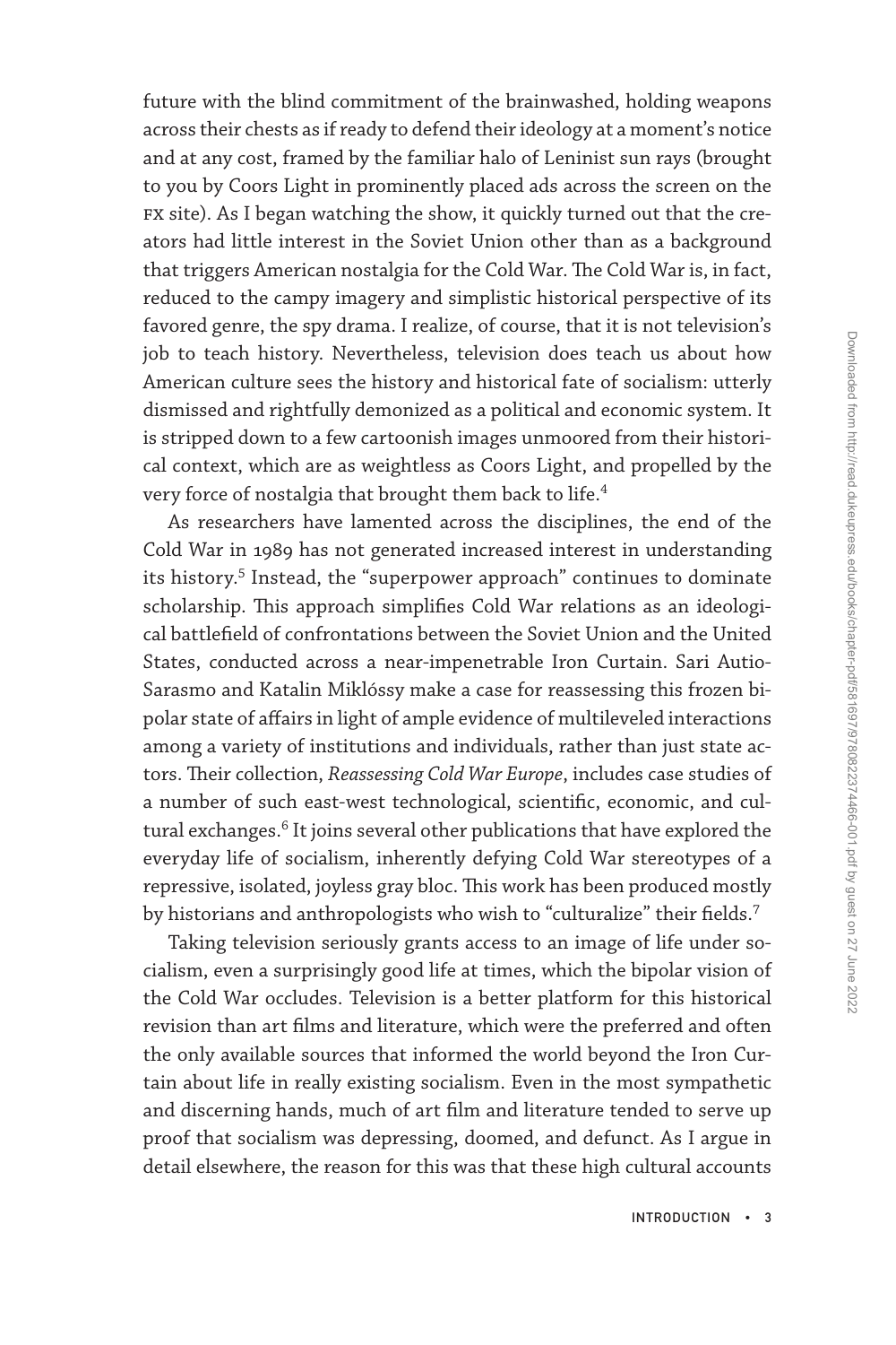future with the blind commitment of the brainwashed, holding weapons across their chests as if ready to defend their ideology at a moment's notice and at any cost, framed by the familiar halo of Leninist sun rays (brought to you by Coors Light in prominently placed ads across the screen on the FX site). As I began watching the show, it quickly turned out that the creators had little interest in the Soviet Union other than as a background that triggers American nostalgia for the Cold War. The Cold War is, in fact, reduced to the campy imagery and simplistic historical perspective of its favored genre, the spy drama. I realize, of course, that it is not television's job to teach history. Nevertheless, television does teach us about how American culture sees the history and historical fate of socialism: utterly dismissed and rightfully demonized as a political and economic system. It is stripped down to a few cartoonish images unmoored from their historical context, which are as weightless as Coors Light, and propelled by the very force of nostalgia that brought them back to life.[4]

As researchers have lamented across the disciplines, the end of the Cold War in 1989 has not generated increased interest in understanding its history.[5] Instead, the "superpower approach" continues to dominate scholarship. This approach simplifies Cold War relations as an ideological battlefield of confrontations between the Soviet Union and the United States, conducted across a near-impenetrable Iron Curtain. Sari Autio-Sarasmo and Katalin Miklóssy make a case for reassessing this frozen bipolar state of affairs in light of ample evidence of multileveled interactions among a variety of institutions and individuals, rather than just state actors. Their collection, *Reassessing Cold War Europe*, includes case studies of a number of such east-west technological, scientific, economic, and cultural exchanges.[6] It joins several other publications that have explored the everyday life of socialism, inherently defying Cold War stereotypes of a repressive, isolated, joyless gray bloc. This work has been produced mostly by historians and anthropologists who wish to "culturalize" their fields.[7]

Taking television seriously grants access to an image of life under socialism, even a surprisingly good life at times, which the bipolar vision of the Cold War occludes. Television is a better platform for this historical revision than art films and literature, which were the preferred and often the only available sources that informed the world beyond the Iron Curtain about life in really existing socialism. Even in the most sympathetic and discerning hands, much of art film and literature tended to serve up proof that socialism was depressing, doomed, and defunct. As I argue in detail elsewhere, the reason for this was that these high cultural accounts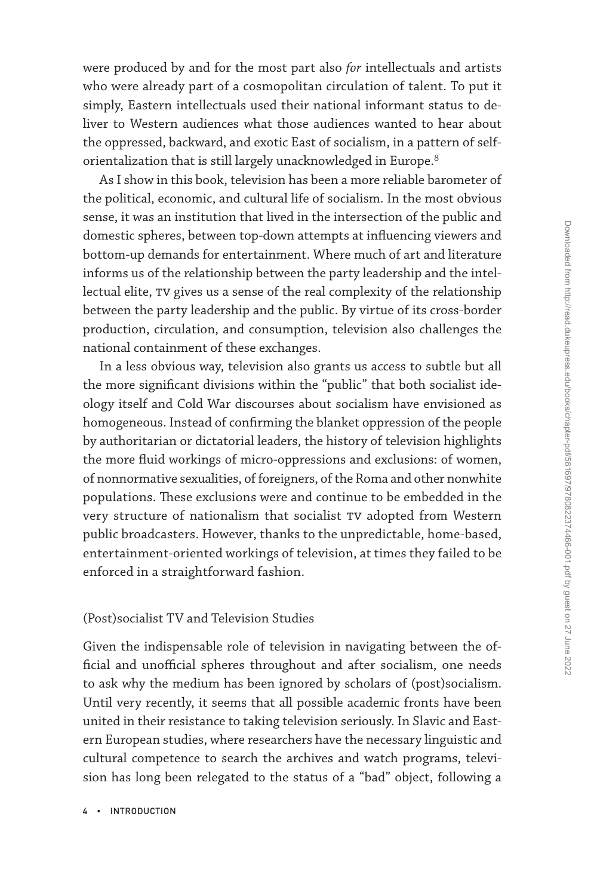were produced by and for the most part also *for* intellectuals and artists who were already part of a cosmopolitan circulation of talent. To put it simply, Eastern intellectuals used their national informant status to deliver to Western audiences what those audiences wanted to hear about the oppressed, backward, and exotic East of socialism, in a pattern of self-orientalization that is still largely unacknowledged in Europe.[8]

As I show in this book, television has been a more reliable barometer of the political, economic, and cultural life of socialism. In the most obvious sense, it was an institution that lived in the intersection of the public and domestic spheres, between top-down attempts at influencing viewers and bottom-up demands for entertainment. Where much of art and literature informs us of the relationship between the party leadership and the intellectual elite, TV gives us a sense of the real complexity of the relationship between the party leadership and the public. By virtue of its cross-border production, circulation, and consumption, television also challenges the national containment of these exchanges.

In a less obvious way, television also grants us access to subtle but all the more significant divisions within the "public" that both socialist ideology itself and Cold War discourses about socialism have envisioned as homogeneous. Instead of confirming the blanket oppression of the people by authoritarian or dictatorial leaders, the history of television highlights the more fluid workings of micro-oppressions and exclusions: of women, of nonnormative sexualities, of foreigners, of the Roma and other nonwhite populations. These exclusions were and continue to be embedded in the very structure of nationalism that socialist TV adopted from Western public broadcasters. However, thanks to the unpredictable, home-based, entertainment-oriented workings of television, at times they failed to be enforced in a straightforward fashion.

## (Post)socialist TV and Television Studies

Given the indispensable role of television in navigating between the official and unofficial spheres throughout and after socialism, one needs to ask why the medium has been ignored by scholars of (post)socialism. Until very recently, it seems that all possible academic fronts have been united in their resistance to taking television seriously. In Slavic and Eastern European studies, where researchers have the necessary linguistic and cultural competence to search the archives and watch programs, television has long been relegated to the status of a "bad" object, following a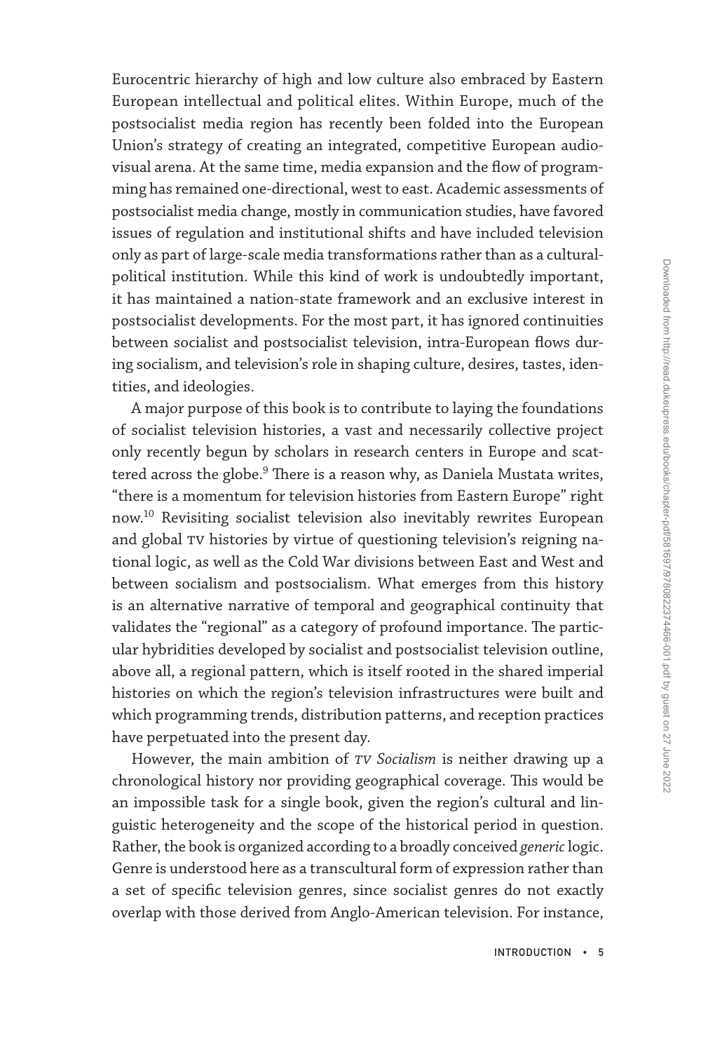Eurocentric hierarchy of high and low culture also embraced by Eastern European intellectual and political elites. Within Europe, much of the postsocialist media region has recently been folded into the European Union's strategy of creating an integrated, competitive European audiovisual arena. At the same time, media expansion and the flow of programming has remained one-directional, west to east. Academic assessments of postsocialist media change, mostly in communication studies, have favored issues of regulation and institutional shifts and have included television only as part of large-scale media transformations rather than as a cultural-political institution. While this kind of work is undoubtedly important, it has maintained a nation-state framework and an exclusive interest in postsocialist developments. For the most part, it has ignored continuities between socialist and postsocialist television, intra-European flows during socialism, and television's role in shaping culture, desires, tastes, identities, and ideologies.

A major purpose of this book is to contribute to laying the foundations of socialist television histories, a vast and necessarily collective project only recently begun by scholars in research centers in Europe and scattered across the globe.[9] There is a reason why, as Daniela Mustata writes, "there is a momentum for television histories from Eastern Europe" right now.[10] Revisiting socialist television also inevitably rewrites European and global TV histories by virtue of questioning television's reigning national logic, as well as the Cold War divisions between East and West and between socialism and postsocialism. What emerges from this history is an alternative narrative of temporal and geographical continuity that validates the "regional" as a category of profound importance. The particular hybridities developed by socialist and postsocialist television outline, above all, a regional pattern, which is itself rooted in the shared imperial histories on which the region's television infrastructures were built and which programming trends, distribution patterns, and reception practices have perpetuated into the present day.

However, the main ambition of *TV Socialism* is neither drawing up a chronological history nor providing geographical coverage. This would be an impossible task for a single book, given the region's cultural and linguistic heterogeneity and the scope of the historical period in question. Rather, the book is organized according to a broadly conceived *generic* logic. Genre is understood here as a transcultural form of expression rather than a set of specific television genres, since socialist genres do not exactly overlap with those derived from Anglo-American television. For instance,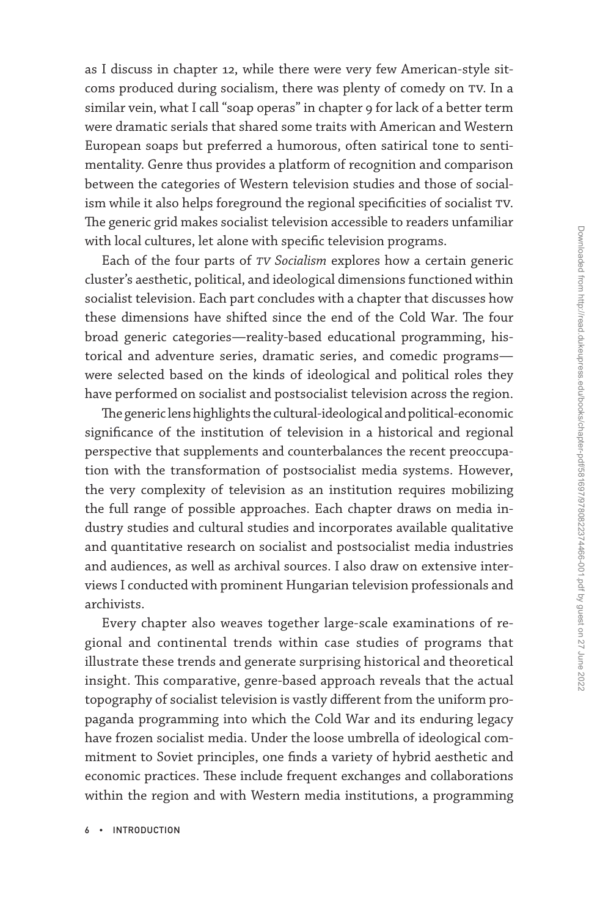as I discuss in chapter 12, while there were very few American-style sitcoms produced during socialism, there was plenty of comedy on TV. In a similar vein, what I call "soap operas" in chapter 9 for lack of a better term were dramatic serials that shared some traits with American and Western European soaps but preferred a humorous, often satirical tone to sentimentality. Genre thus provides a platform of recognition and comparison between the categories of Western television studies and those of socialism while it also helps foreground the regional specificities of socialist TV. The generic grid makes socialist television accessible to readers unfamiliar with local cultures, let alone with specific television programs.

Each of the four parts of *TV Socialism* explores how a certain generic cluster's aesthetic, political, and ideological dimensions functioned within socialist television. Each part concludes with a chapter that discusses how these dimensions have shifted since the end of the Cold War. The four broad generic categories—reality-based educational programming, historical and adventure series, dramatic series, and comedic programs—were selected based on the kinds of ideological and political roles they have performed on socialist and postsocialist television across the region.

The generic lens highlights the cultural-ideological and political-economic significance of the institution of television in a historical and regional perspective that supplements and counterbalances the recent preoccupation with the transformation of postsocialist media systems. However, the very complexity of television as an institution requires mobilizing the full range of possible approaches. Each chapter draws on media industry studies and cultural studies and incorporates available qualitative and quantitative research on socialist and postsocialist media industries and audiences, as well as archival sources. I also draw on extensive interviews I conducted with prominent Hungarian television professionals and archivists.

Every chapter also weaves together large-scale examinations of regional and continental trends within case studies of programs that illustrate these trends and generate surprising historical and theoretical insight. This comparative, genre-based approach reveals that the actual topography of socialist television is vastly different from the uniform propaganda programming into which the Cold War and its enduring legacy have frozen socialist media. Under the loose umbrella of ideological commitment to Soviet principles, one finds a variety of hybrid aesthetic and economic practices. These include frequent exchanges and collaborations within the region and with Western media institutions, a programming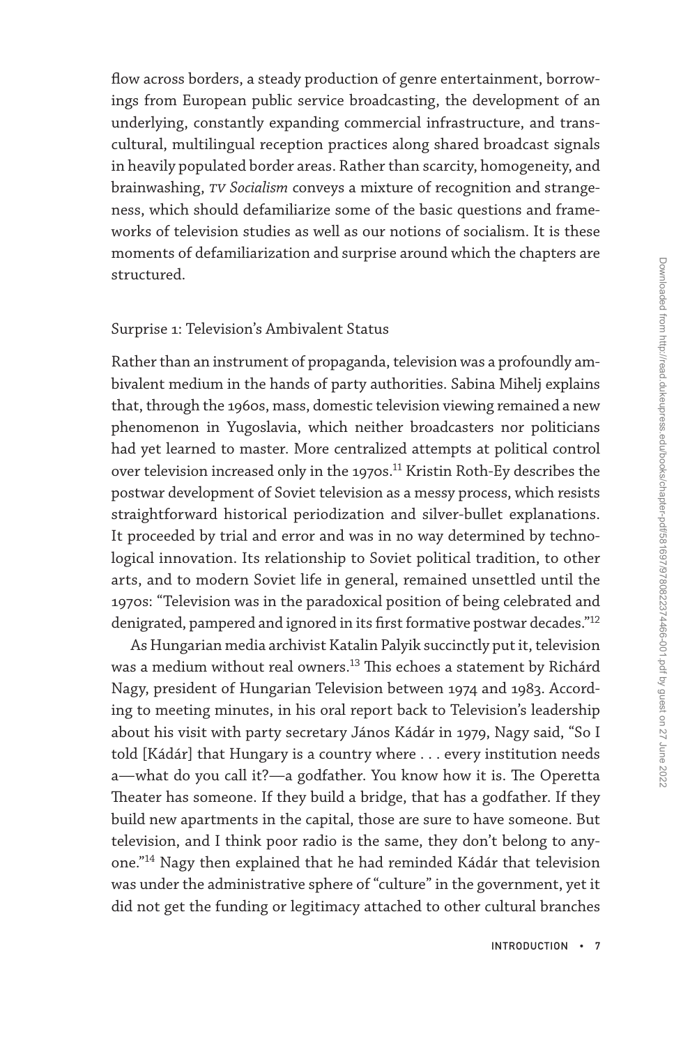flow across borders, a steady production of genre entertainment, borrowings from European public service broadcasting, the development of an underlying, constantly expanding commercial infrastructure, and transcultural, multilingual reception practices along shared broadcast signals in heavily populated border areas. Rather than scarcity, homogeneity, and brainwashing, *TV Socialism* conveys a mixture of recognition and strangeness, which should defamiliarize some of the basic questions and frameworks of television studies as well as our notions of socialism. It is these moments of defamiliarization and surprise around which the chapters are structured.

## Surprise 1: Television's Ambivalent Status

Rather than an instrument of propaganda, television was a profoundly ambivalent medium in the hands of party authorities. Sabina Mihelj explains that, through the 1960s, mass, domestic television viewing remained a new phenomenon in Yugoslavia, which neither broadcasters nor politicians had yet learned to master. More centralized attempts at political control over television increased only in the 1970s.[11] Kristin Roth-Ey describes the postwar development of Soviet television as a messy process, which resists straightforward historical periodization and silver-bullet explanations. It proceeded by trial and error and was in no way determined by technological innovation. Its relationship to Soviet political tradition, to other arts, and to modern Soviet life in general, remained unsettled until the 1970s: "Television was in the paradoxical position of being celebrated and denigrated, pampered and ignored in its first formative postwar decades."[12]

As Hungarian media archivist Katalin Palyik succinctly put it, television was a medium without real owners.[13] This echoes a statement by Richárd Nagy, president of Hungarian Television between 1974 and 1983. According to meeting minutes, in his oral report back to Television's leadership about his visit with party secretary János Kádár in 1979, Nagy said, "So I told [Kádár] that Hungary is a country where . . . every institution needs a—what do you call it?—a godfather. You know how it is. The Operetta Theater has someone. If they build a bridge, that has a godfather. If they build new apartments in the capital, those are sure to have someone. But television, and I think poor radio is the same, they don't belong to anyone."[14] Nagy then explained that he had reminded Kádár that television was under the administrative sphere of "culture" in the government, yet it did not get the funding or legitimacy attached to other cultural branches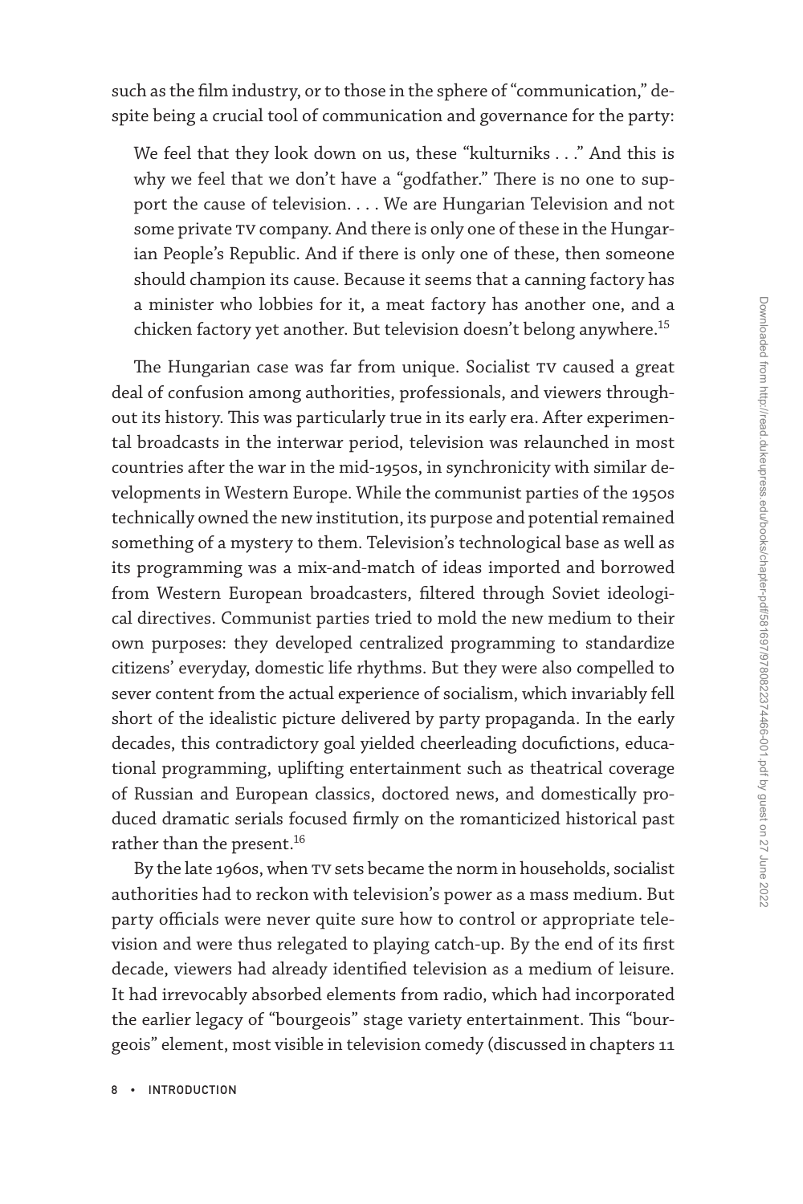such as the film industry, or to those in the sphere of "communication," despite being a crucial tool of communication and governance for the party:

> We feel that they look down on us, these "kulturniks . . ." And this is why we feel that we don't have a "godfather." There is no one to support the cause of television. . . . We are Hungarian Television and not some private TV company. And there is only one of these in the Hungarian People's Republic. And if there is only one of these, then someone should champion its cause. Because it seems that a canning factory has a minister who lobbies for it, a meat factory has another one, and a chicken factory yet another. But television doesn't belong anywhere.[15]

The Hungarian case was far from unique. Socialist TV caused a great deal of confusion among authorities, professionals, and viewers throughout its history. This was particularly true in its early era. After experimental broadcasts in the interwar period, television was relaunched in most countries after the war in the mid-1950s, in synchronicity with similar developments in Western Europe. While the communist parties of the 1950s technically owned the new institution, its purpose and potential remained something of a mystery to them. Television's technological base as well as its programming was a mix-and-match of ideas imported and borrowed from Western European broadcasters, filtered through Soviet ideological directives. Communist parties tried to mold the new medium to their own purposes: they developed centralized programming to standardize citizens' everyday, domestic life rhythms. But they were also compelled to sever content from the actual experience of socialism, which invariably fell short of the idealistic picture delivered by party propaganda. In the early decades, this contradictory goal yielded cheerleading docufictions, educational programming, uplifting entertainment such as theatrical coverage of Russian and European classics, doctored news, and domestically produced dramatic serials focused firmly on the romanticized historical past rather than the present.[16]

By the late 1960s, when TV sets became the norm in households, socialist authorities had to reckon with television's power as a mass medium. But party officials were never quite sure how to control or appropriate television and were thus relegated to playing catch-up. By the end of its first decade, viewers had already identified television as a medium of leisure. It had irrevocably absorbed elements from radio, which had incorporated the earlier legacy of "bourgeois" stage variety entertainment. This "bourgeois" element, most visible in television comedy (discussed in chapters 11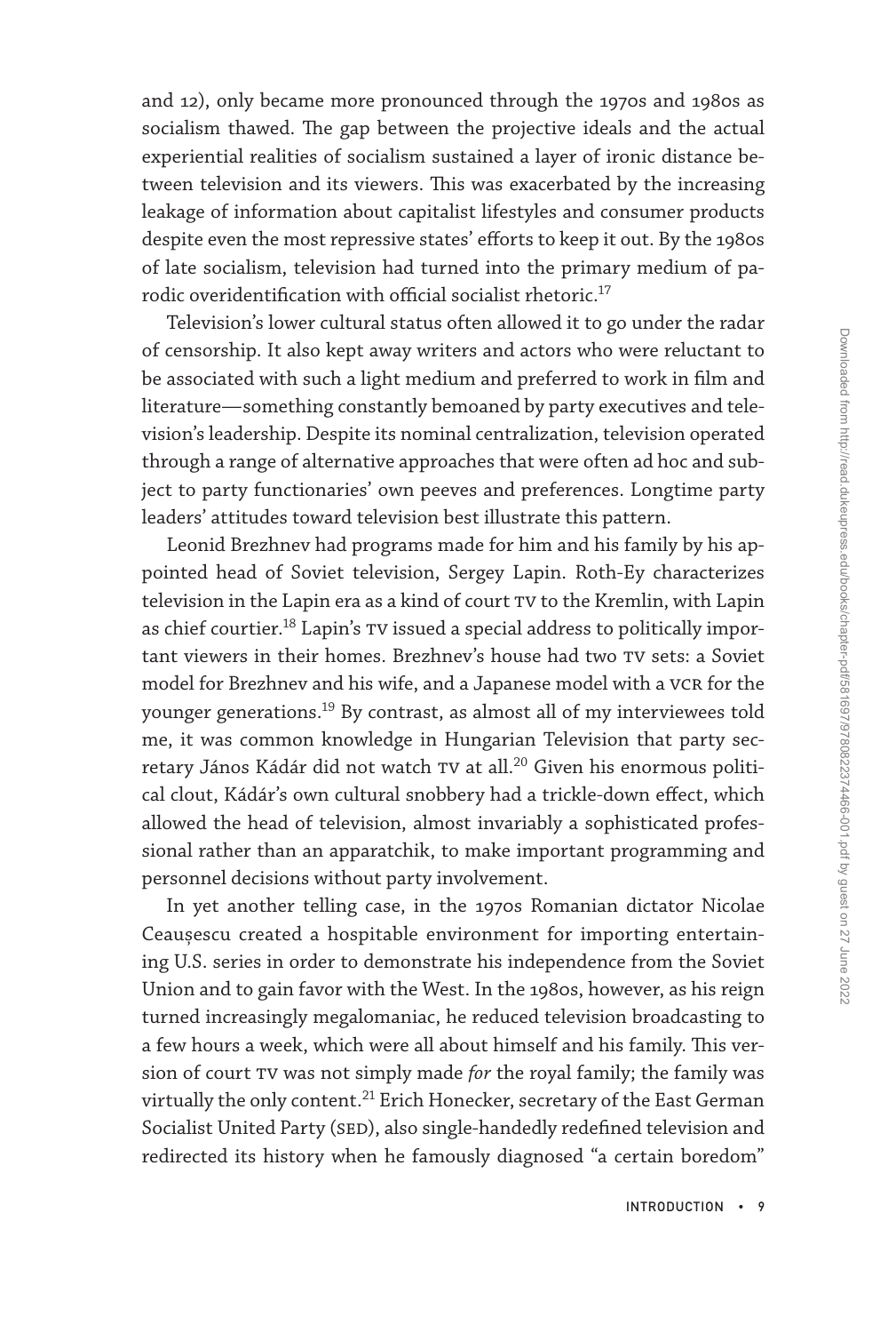and 12), only became more pronounced through the 1970s and 1980s as socialism thawed. The gap between the projective ideals and the actual experiential realities of socialism sustained a layer of ironic distance between television and its viewers. This was exacerbated by the increasing leakage of information about capitalist lifestyles and consumer products despite even the most repressive states' efforts to keep it out. By the 1980s of late socialism, television had turned into the primary medium of parodic overidentification with official socialist rhetoric.[17]

Television's lower cultural status often allowed it to go under the radar of censorship. It also kept away writers and actors who were reluctant to be associated with such a light medium and preferred to work in film and literature—something constantly bemoaned by party executives and television's leadership. Despite its nominal centralization, television operated through a range of alternative approaches that were often ad hoc and subject to party functionaries' own peeves and preferences. Longtime party leaders' attitudes toward television best illustrate this pattern.

Leonid Brezhnev had programs made for him and his family by his appointed head of Soviet television, Sergey Lapin. Roth-Ey characterizes television in the Lapin era as a kind of court TV to the Kremlin, with Lapin as chief courtier.[18] Lapin's TV issued a special address to politically important viewers in their homes. Brezhnev's house had two TV sets: a Soviet model for Brezhnev and his wife, and a Japanese model with a VCR for the younger generations.[19] By contrast, as almost all of my interviewees told me, it was common knowledge in Hungarian Television that party secretary János Kádár did not watch TV at all.[20] Given his enormous political clout, Kádár's own cultural snobbery had a trickle-down effect, which allowed the head of television, almost invariably a sophisticated professional rather than an apparatchik, to make important programming and personnel decisions without party involvement.

In yet another telling case, in the 1970s Romanian dictator Nicolae Ceaușescu created a hospitable environment for importing entertaining U.S. series in order to demonstrate his independence from the Soviet Union and to gain favor with the West. In the 1980s, however, as his reign turned increasingly megalomaniac, he reduced television broadcasting to a few hours a week, which were all about himself and his family. This version of court TV was not simply made *for* the royal family; the family was virtually the only content.[21] Erich Honecker, secretary of the East German Socialist United Party (SED), also single-handedly redefined television and redirected its history when he famously diagnosed "a certain boredom"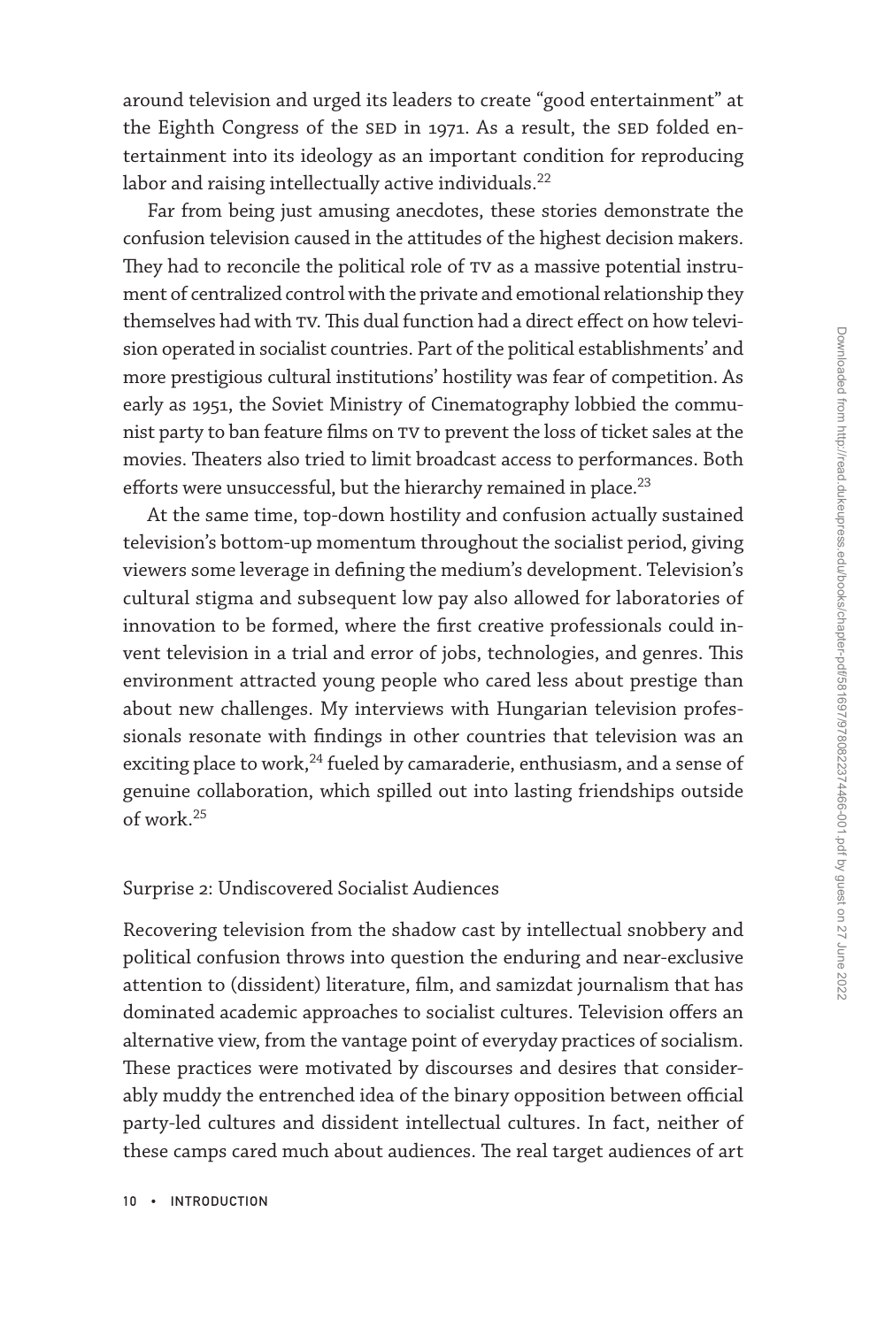around television and urged its leaders to create "good entertainment" at the Eighth Congress of the SED in 1971. As a result, the SED folded entertainment into its ideology as an important condition for reproducing labor and raising intellectually active individuals.[22]

Far from being just amusing anecdotes, these stories demonstrate the confusion television caused in the attitudes of the highest decision makers. They had to reconcile the political role of TV as a massive potential instrument of centralized control with the private and emotional relationship they themselves had with TV. This dual function had a direct effect on how television operated in socialist countries. Part of the political establishments' and more prestigious cultural institutions' hostility was fear of competition. As early as 1951, the Soviet Ministry of Cinematography lobbied the communist party to ban feature films on TV to prevent the loss of ticket sales at the movies. Theaters also tried to limit broadcast access to performances. Both efforts were unsuccessful, but the hierarchy remained in place.[23]

At the same time, top-down hostility and confusion actually sustained television's bottom-up momentum throughout the socialist period, giving viewers some leverage in defining the medium's development. Television's cultural stigma and subsequent low pay also allowed for laboratories of innovation to be formed, where the first creative professionals could invent television in a trial and error of jobs, technologies, and genres. This environment attracted young people who cared less about prestige than about new challenges. My interviews with Hungarian television professionals resonate with findings in other countries that television was an exciting place to work,[24] fueled by camaraderie, enthusiasm, and a sense of genuine collaboration, which spilled out into lasting friendships outside of work.[25]

## Surprise 2: Undiscovered Socialist Audiences

Recovering television from the shadow cast by intellectual snobbery and political confusion throws into question the enduring and near-exclusive attention to (dissident) literature, film, and samizdat journalism that has dominated academic approaches to socialist cultures. Television offers an alternative view, from the vantage point of everyday practices of socialism. These practices were motivated by discourses and desires that considerably muddy the entrenched idea of the binary opposition between official party-led cultures and dissident intellectual cultures. In fact, neither of these camps cared much about audiences. The real target audiences of art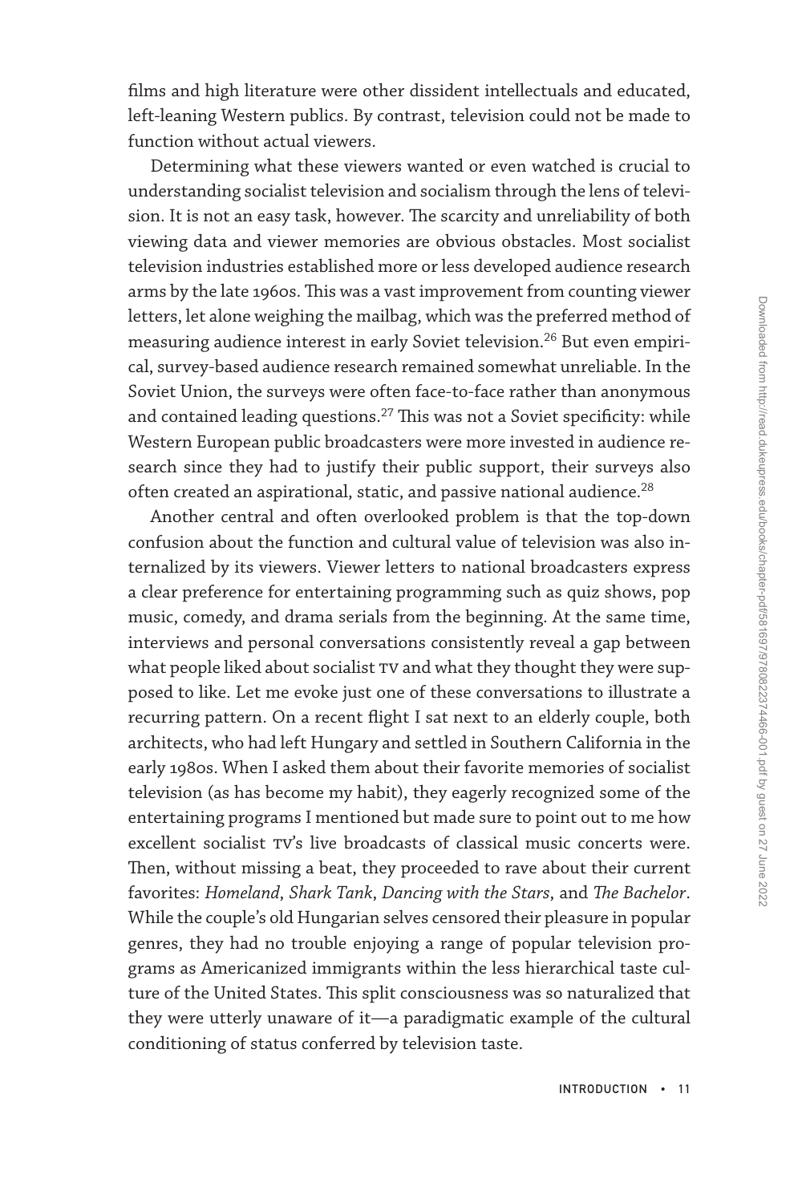films and high literature were other dissident intellectuals and educated, left-leaning Western publics. By contrast, television could not be made to function without actual viewers.

Determining what these viewers wanted or even watched is crucial to understanding socialist television and socialism through the lens of television. It is not an easy task, however. The scarcity and unreliability of both viewing data and viewer memories are obvious obstacles. Most socialist television industries established more or less developed audience research arms by the late 1960s. This was a vast improvement from counting viewer letters, let alone weighing the mailbag, which was the preferred method of measuring audience interest in early Soviet television.[26] But even empirical, survey-based audience research remained somewhat unreliable. In the Soviet Union, the surveys were often face-to-face rather than anonymous and contained leading questions.[27] This was not a Soviet specificity: while Western European public broadcasters were more invested in audience research since they had to justify their public support, their surveys also often created an aspirational, static, and passive national audience.[28]

Another central and often overlooked problem is that the top-down confusion about the function and cultural value of television was also internalized by its viewers. Viewer letters to national broadcasters express a clear preference for entertaining programming such as quiz shows, pop music, comedy, and drama serials from the beginning. At the same time, interviews and personal conversations consistently reveal a gap between what people liked about socialist TV and what they thought they were supposed to like. Let me evoke just one of these conversations to illustrate a recurring pattern. On a recent flight I sat next to an elderly couple, both architects, who had left Hungary and settled in Southern California in the early 1980s. When I asked them about their favorite memories of socialist television (as has become my habit), they eagerly recognized some of the entertaining programs I mentioned but made sure to point out to me how excellent socialist TV's live broadcasts of classical music concerts were. Then, without missing a beat, they proceeded to rave about their current favorites: *Homeland*, *Shark Tank*, *Dancing with the Stars*, and *The Bachelor*. While the couple's old Hungarian selves censored their pleasure in popular genres, they had no trouble enjoying a range of popular television programs as Americanized immigrants within the less hierarchical taste culture of the United States. This split consciousness was so naturalized that they were utterly unaware of it—a paradigmatic example of the cultural conditioning of status conferred by television taste.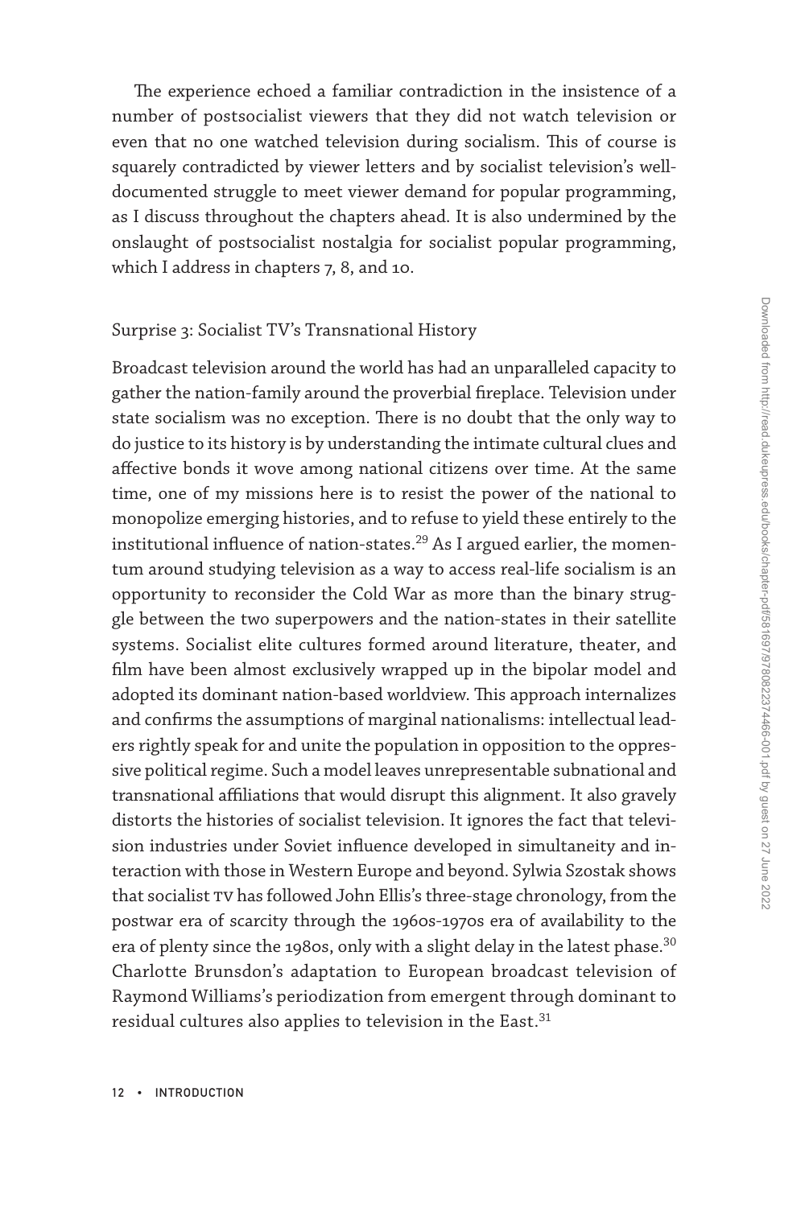The experience echoed a familiar contradiction in the insistence of a number of postsocialist viewers that they did not watch television or even that no one watched television during socialism. This of course is squarely contradicted by viewer letters and by socialist television's well-documented struggle to meet viewer demand for popular programming, as I discuss throughout the chapters ahead. It is also undermined by the onslaught of postsocialist nostalgia for socialist popular programming, which I address in chapters 7, 8, and 10.

## Surprise 3: Socialist TV's Transnational History

Broadcast television around the world has had an unparalleled capacity to gather the nation-family around the proverbial fireplace. Television under state socialism was no exception. There is no doubt that the only way to do justice to its history is by understanding the intimate cultural clues and affective bonds it wove among national citizens over time. At the same time, one of my missions here is to resist the power of the national to monopolize emerging histories, and to refuse to yield these entirely to the institutional influence of nation-states.[29] As I argued earlier, the momentum around studying television as a way to access real-life socialism is an opportunity to reconsider the Cold War as more than the binary struggle between the two superpowers and the nation-states in their satellite systems. Socialist elite cultures formed around literature, theater, and film have been almost exclusively wrapped up in the bipolar model and adopted its dominant nation-based worldview. This approach internalizes and confirms the assumptions of marginal nationalisms: intellectual leaders rightly speak for and unite the population in opposition to the oppressive political regime. Such a model leaves unrepresentable subnational and transnational affiliations that would disrupt this alignment. It also gravely distorts the histories of socialist television. It ignores the fact that television industries under Soviet influence developed in simultaneity and interaction with those in Western Europe and beyond. Sylwia Szostak shows that socialist TV has followed John Ellis's three-stage chronology, from the postwar era of scarcity through the 1960s-1970s era of availability to the era of plenty since the 1980s, only with a slight delay in the latest phase.[30] Charlotte Brunsdon's adaptation to European broadcast television of Raymond Williams's periodization from emergent through dominant to residual cultures also applies to television in the East.[31]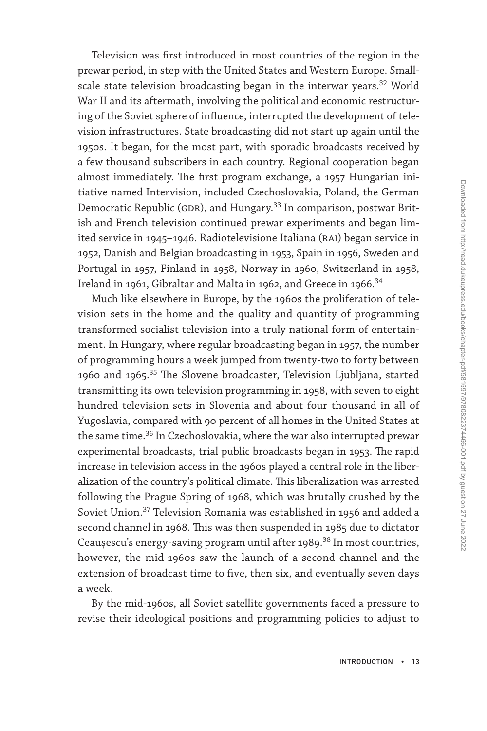Television was first introduced in most countries of the region in the prewar period, in step with the United States and Western Europe. Small-scale state television broadcasting began in the interwar years.[32] World War II and its aftermath, involving the political and economic restructuring of the Soviet sphere of influence, interrupted the development of television infrastructures. State broadcasting did not start up again until the 1950s. It began, for the most part, with sporadic broadcasts received by a few thousand subscribers in each country. Regional cooperation began almost immediately. The first program exchange, a 1957 Hungarian initiative named Intervision, included Czechoslovakia, Poland, the German Democratic Republic (GDR), and Hungary.[33] In comparison, postwar British and French television continued prewar experiments and began limited service in 1945–1946. Radiotelevisione Italiana (RAI) began service in 1952, Danish and Belgian broadcasting in 1953, Spain in 1956, Sweden and Portugal in 1957, Finland in 1958, Norway in 1960, Switzerland in 1958, Ireland in 1961, Gibraltar and Malta in 1962, and Greece in 1966.[34]

Much like elsewhere in Europe, by the 1960s the proliferation of television sets in the home and the quality and quantity of programming transformed socialist television into a truly national form of entertainment. In Hungary, where regular broadcasting began in 1957, the number of programming hours a week jumped from twenty-two to forty between 1960 and 1965.[35] The Slovene broadcaster, Television Ljubljana, started transmitting its own television programming in 1958, with seven to eight hundred television sets in Slovenia and about four thousand in all of Yugoslavia, compared with 90 percent of all homes in the United States at the same time.[36] In Czechoslovakia, where the war also interrupted prewar experimental broadcasts, trial public broadcasts began in 1953. The rapid increase in television access in the 1960s played a central role in the liberalization of the country's political climate. This liberalization was arrested following the Prague Spring of 1968, which was brutally crushed by the Soviet Union.[37] Television Romania was established in 1956 and added a second channel in 1968. This was then suspended in 1985 due to dictator Ceaușescu's energy-saving program until after 1989.[38] In most countries, however, the mid-1960s saw the launch of a second channel and the extension of broadcast time to five, then six, and eventually seven days a week.

By the mid-1960s, all Soviet satellite governments faced a pressure to revise their ideological positions and programming policies to adjust to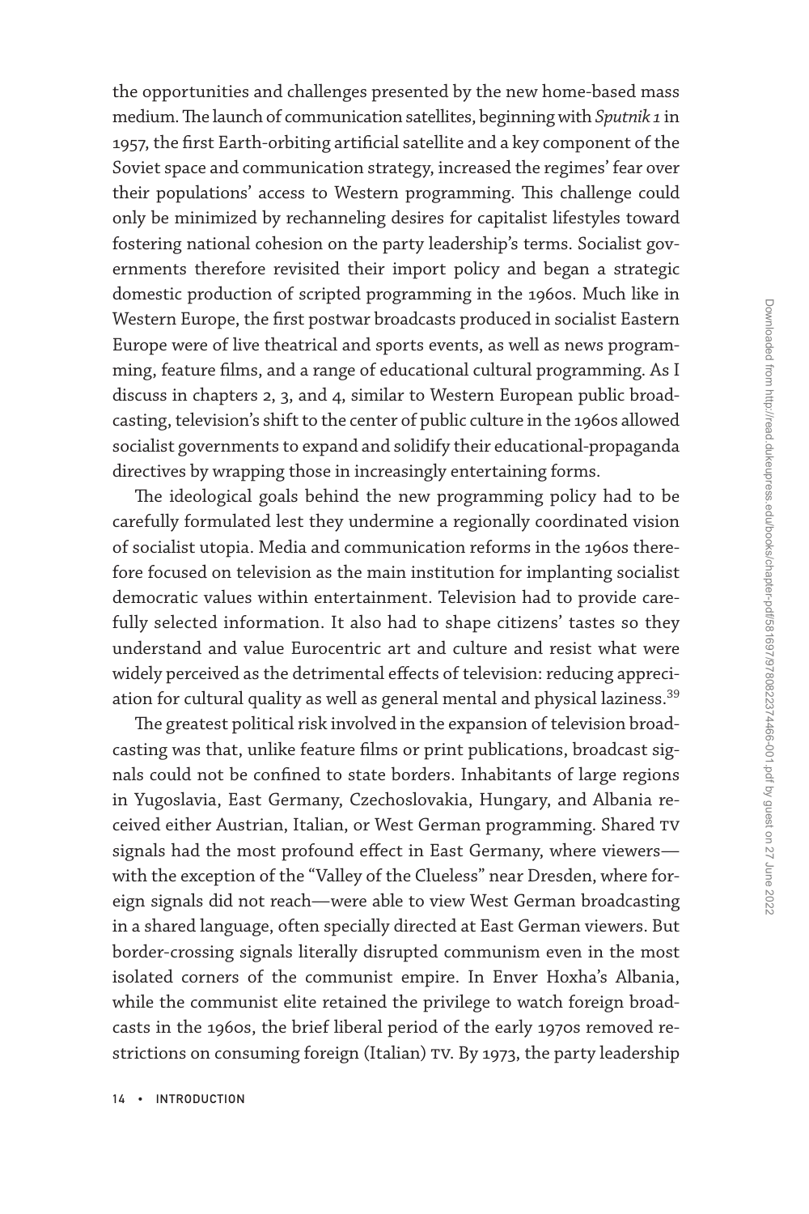the opportunities and challenges presented by the new home-based mass medium. The launch of communication satellites, beginning with *Sputnik 1* in 1957, the first Earth-orbiting artificial satellite and a key component of the Soviet space and communication strategy, increased the regimes' fear over their populations' access to Western programming. This challenge could only be minimized by rechanneling desires for capitalist lifestyles toward fostering national cohesion on the party leadership's terms. Socialist governments therefore revisited their import policy and began a strategic domestic production of scripted programming in the 1960s. Much like in Western Europe, the first postwar broadcasts produced in socialist Eastern Europe were of live theatrical and sports events, as well as news programming, feature films, and a range of educational cultural programming. As I discuss in chapters 2, 3, and 4, similar to Western European public broadcasting, television's shift to the center of public culture in the 1960s allowed socialist governments to expand and solidify their educational-propaganda directives by wrapping those in increasingly entertaining forms.

The ideological goals behind the new programming policy had to be carefully formulated lest they undermine a regionally coordinated vision of socialist utopia. Media and communication reforms in the 1960s therefore focused on television as the main institution for implanting socialist democratic values within entertainment. Television had to provide carefully selected information. It also had to shape citizens' tastes so they understand and value Eurocentric art and culture and resist what were widely perceived as the detrimental effects of television: reducing appreciation for cultural quality as well as general mental and physical laziness.[39]

The greatest political risk involved in the expansion of television broadcasting was that, unlike feature films or print publications, broadcast signals could not be confined to state borders. Inhabitants of large regions in Yugoslavia, East Germany, Czechoslovakia, Hungary, and Albania received either Austrian, Italian, or West German programming. Shared TV signals had the most profound effect in East Germany, where viewers—with the exception of the "Valley of the Clueless" near Dresden, where foreign signals did not reach—were able to view West German broadcasting in a shared language, often specially directed at East German viewers. But border-crossing signals literally disrupted communism even in the most isolated corners of the communist empire. In Enver Hoxha's Albania, while the communist elite retained the privilege to watch foreign broadcasts in the 1960s, the brief liberal period of the early 1970s removed restrictions on consuming foreign (Italian) TV. By 1973, the party leadership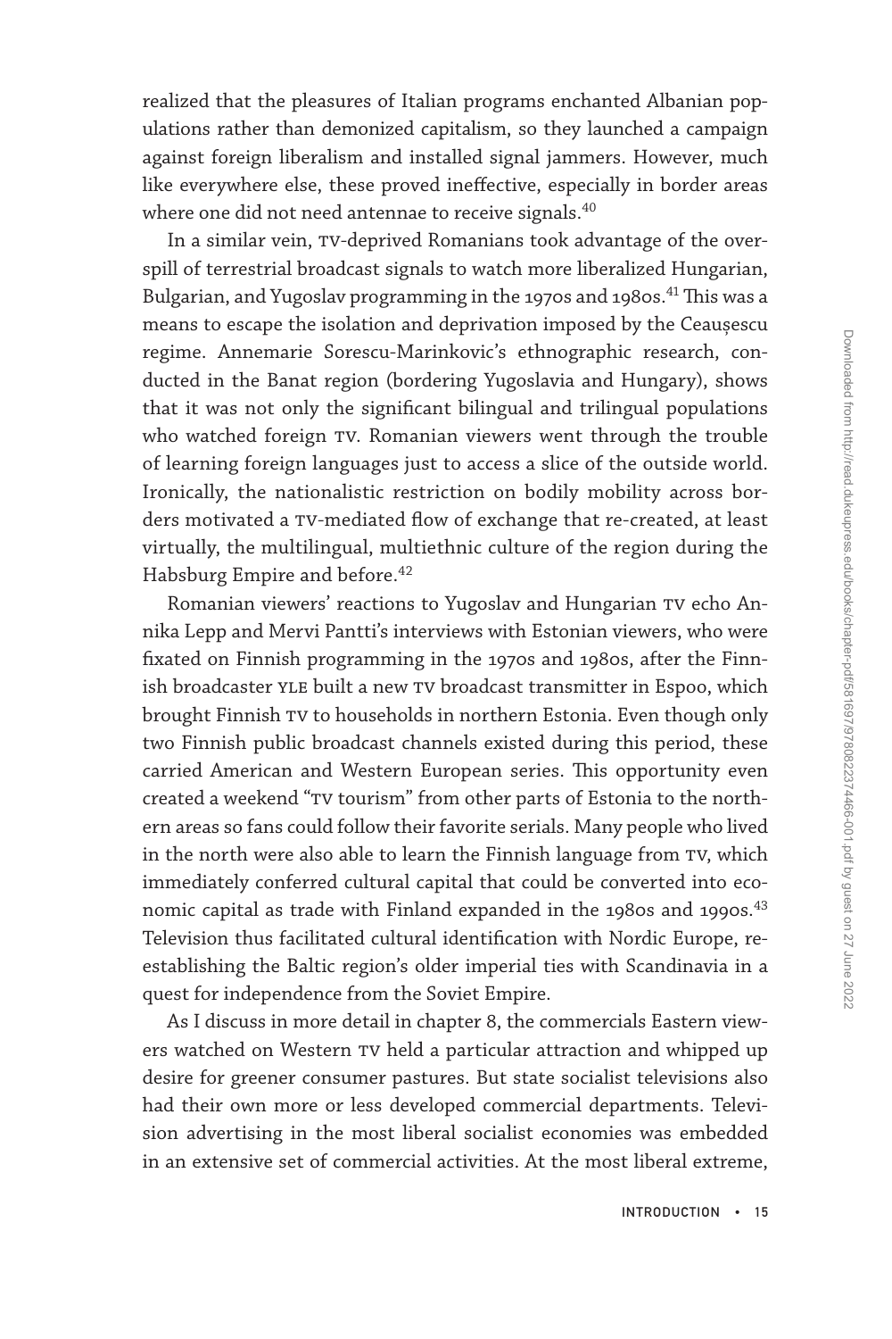realized that the pleasures of Italian programs enchanted Albanian populations rather than demonized capitalism, so they launched a campaign against foreign liberalism and installed signal jammers. However, much like everywhere else, these proved ineffective, especially in border areas where one did not need antennae to receive signals.[40]

In a similar vein, TV-deprived Romanians took advantage of the overspill of terrestrial broadcast signals to watch more liberalized Hungarian, Bulgarian, and Yugoslav programming in the 1970s and 1980s.[41] This was a means to escape the isolation and deprivation imposed by the Ceaușescu regime. Annemarie Sorescu-Marinkovic's ethnographic research, conducted in the Banat region (bordering Yugoslavia and Hungary), shows that it was not only the significant bilingual and trilingual populations who watched foreign TV. Romanian viewers went through the trouble of learning foreign languages just to access a slice of the outside world. Ironically, the nationalistic restriction on bodily mobility across borders motivated a TV-mediated flow of exchange that re-created, at least virtually, the multilingual, multiethnic culture of the region during the Habsburg Empire and before.[42]

Romanian viewers' reactions to Yugoslav and Hungarian TV echo Annika Lepp and Mervi Pantti's interviews with Estonian viewers, who were fixated on Finnish programming in the 1970s and 1980s, after the Finnish broadcaster YLE built a new TV broadcast transmitter in Espoo, which brought Finnish TV to households in northern Estonia. Even though only two Finnish public broadcast channels existed during this period, these carried American and Western European series. This opportunity even created a weekend "TV tourism" from other parts of Estonia to the northern areas so fans could follow their favorite serials. Many people who lived in the north were also able to learn the Finnish language from TV, which immediately conferred cultural capital that could be converted into economic capital as trade with Finland expanded in the 1980s and 1990s.[43] Television thus facilitated cultural identification with Nordic Europe, reestablishing the Baltic region's older imperial ties with Scandinavia in a quest for independence from the Soviet Empire.

As I discuss in more detail in chapter 8, the commercials Eastern viewers watched on Western TV held a particular attraction and whipped up desire for greener consumer pastures. But state socialist televisions also had their own more or less developed commercial departments. Television advertising in the most liberal socialist economies was embedded in an extensive set of commercial activities. At the most liberal extreme,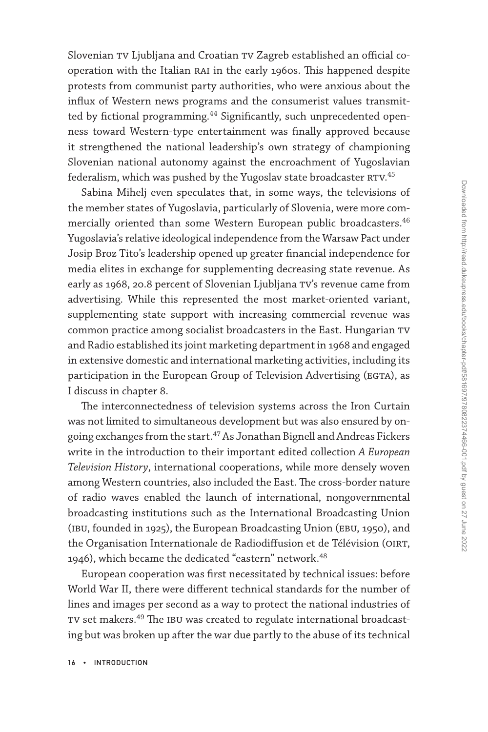Slovenian TV Ljubljana and Croatian TV Zagreb established an official cooperation with the Italian RAI in the early 1960s. This happened despite protests from communist party authorities, who were anxious about the influx of Western news programs and the consumerist values transmitted by fictional programming.[44] Significantly, such unprecedented openness toward Western-type entertainment was finally approved because it strengthened the national leadership's own strategy of championing Slovenian national autonomy against the encroachment of Yugoslavian federalism, which was pushed by the Yugoslav state broadcaster RTV.[45]

Sabina Mihelj even speculates that, in some ways, the televisions of the member states of Yugoslavia, particularly of Slovenia, were more commercially oriented than some Western European public broadcasters.[46] Yugoslavia's relative ideological independence from the Warsaw Pact under Josip Broz Tito's leadership opened up greater financial independence for media elites in exchange for supplementing decreasing state revenue. As early as 1968, 20.8 percent of Slovenian Ljubljana TV's revenue came from advertising. While this represented the most market-oriented variant, supplementing state support with increasing commercial revenue was common practice among socialist broadcasters in the East. Hungarian TV and Radio established its joint marketing department in 1968 and engaged in extensive domestic and international marketing activities, including its participation in the European Group of Television Advertising (EGTA), as I discuss in chapter 8.

The interconnectedness of television systems across the Iron Curtain was not limited to simultaneous development but was also ensured by ongoing exchanges from the start.[47] As Jonathan Bignell and Andreas Fickers write in the introduction to their important edited collection *A European Television History*, international cooperations, while more densely woven among Western countries, also included the East. The cross-border nature of radio waves enabled the launch of international, nongovernmental broadcasting institutions such as the International Broadcasting Union (IBU, founded in 1925), the European Broadcasting Union (EBU, 1950), and the Organisation Internationale de Radiodiffusion et de Télévision (OIRT, 1946), which became the dedicated "eastern" network.[48]

European cooperation was first necessitated by technical issues: before World War II, there were different technical standards for the number of lines and images per second as a way to protect the national industries of TV set makers.[49] The IBU was created to regulate international broadcasting but was broken up after the war due partly to the abuse of its technical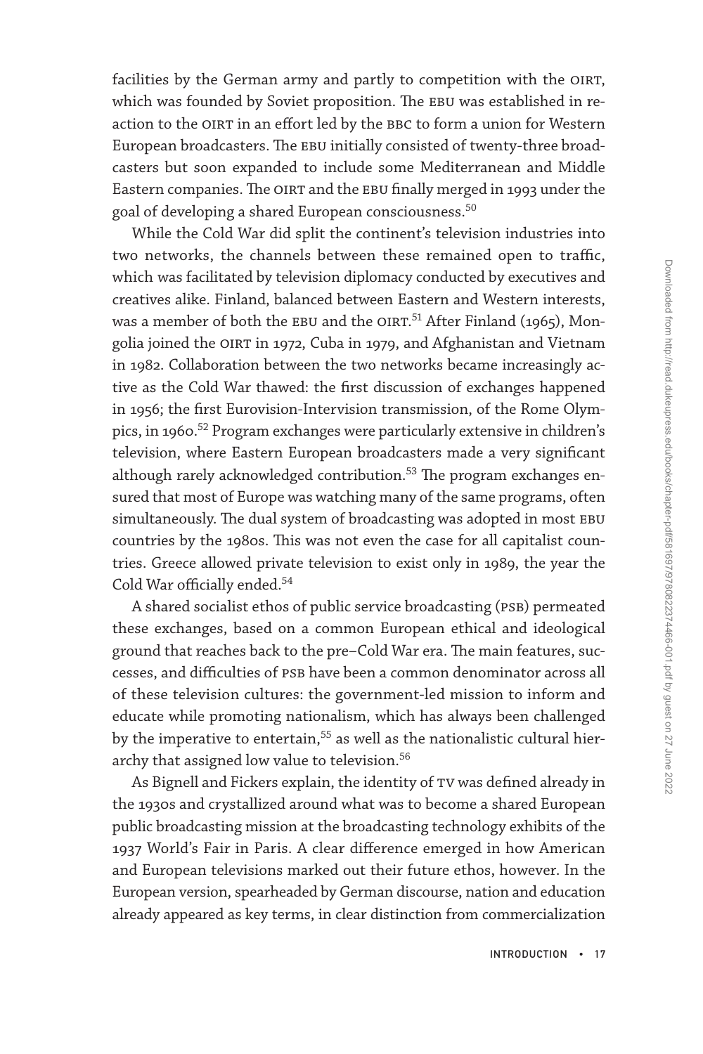facilities by the German army and partly to competition with the OIRT, which was founded by Soviet proposition. The EBU was established in reaction to the OIRT in an effort led by the BBC to form a union for Western European broadcasters. The EBU initially consisted of twenty-three broadcasters but soon expanded to include some Mediterranean and Middle Eastern companies. The OIRT and the EBU finally merged in 1993 under the goal of developing a shared European consciousness.[50]

While the Cold War did split the continent's television industries into two networks, the channels between these remained open to traffic, which was facilitated by television diplomacy conducted by executives and creatives alike. Finland, balanced between Eastern and Western interests, was a member of both the EBU and the OIRT.[51] After Finland (1965), Mongolia joined the OIRT in 1972, Cuba in 1979, and Afghanistan and Vietnam in 1982. Collaboration between the two networks became increasingly active as the Cold War thawed: the first discussion of exchanges happened in 1956; the first Eurovision-Intervision transmission, of the Rome Olympics, in 1960.[52] Program exchanges were particularly extensive in children's television, where Eastern European broadcasters made a very significant although rarely acknowledged contribution.[53] The program exchanges ensured that most of Europe was watching many of the same programs, often simultaneously. The dual system of broadcasting was adopted in most EBU countries by the 1980s. This was not even the case for all capitalist countries. Greece allowed private television to exist only in 1989, the year the Cold War officially ended.[54]

A shared socialist ethos of public service broadcasting (PSB) permeated these exchanges, based on a common European ethical and ideological ground that reaches back to the pre–Cold War era. The main features, successes, and difficulties of PSB have been a common denominator across all of these television cultures: the government-led mission to inform and educate while promoting nationalism, which has always been challenged by the imperative to entertain,[55] as well as the nationalistic cultural hierarchy that assigned low value to television.[56]

As Bignell and Fickers explain, the identity of TV was defined already in the 1930s and crystallized around what was to become a shared European public broadcasting mission at the broadcasting technology exhibits of the 1937 World's Fair in Paris. A clear difference emerged in how American and European televisions marked out their future ethos, however. In the European version, spearheaded by German discourse, nation and education already appeared as key terms, in clear distinction from commercialization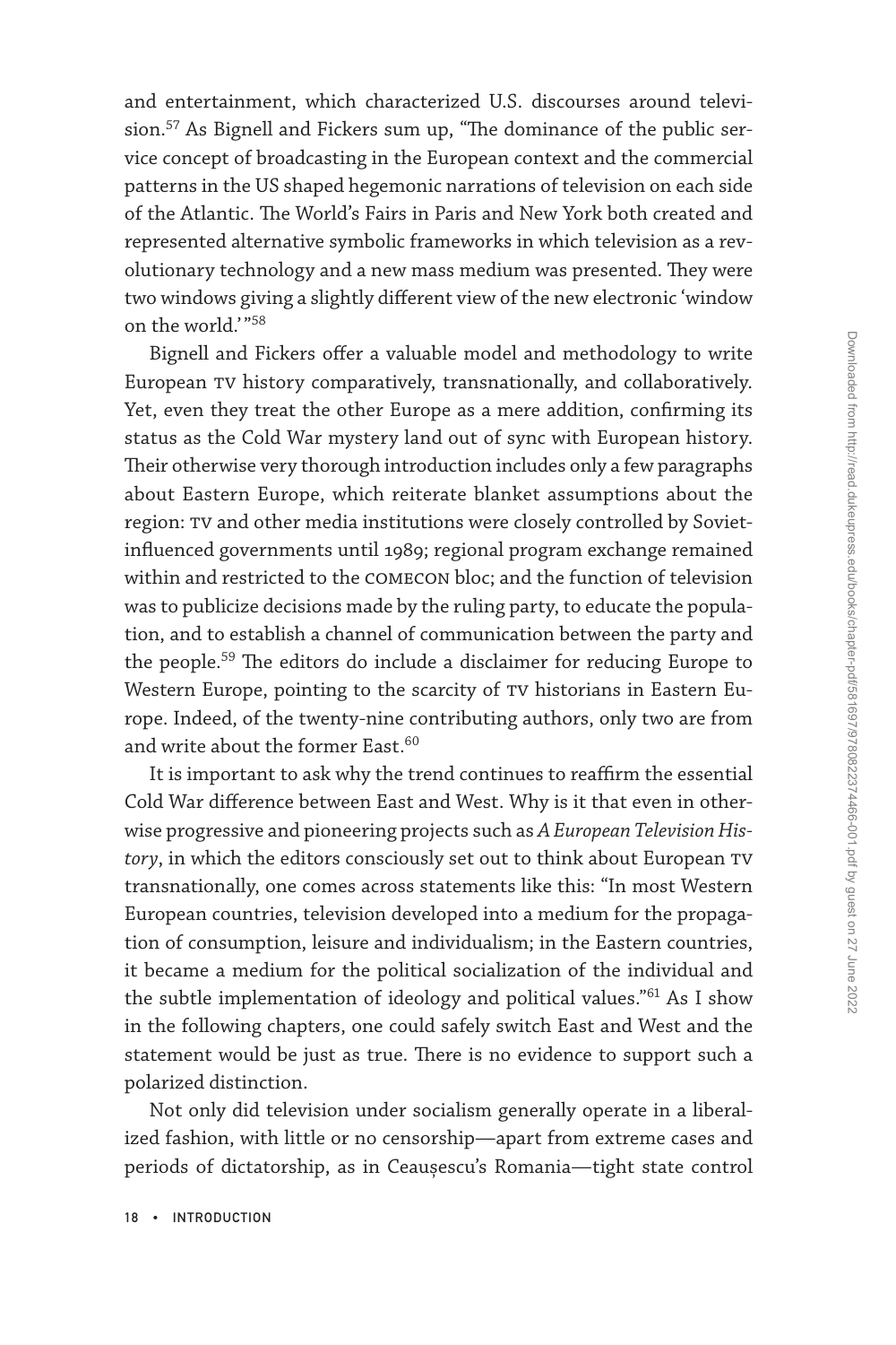and entertainment, which characterized U.S. discourses around television.[57] As Bignell and Fickers sum up, "The dominance of the public service concept of broadcasting in the European context and the commercial patterns in the US shaped hegemonic narrations of television on each side of the Atlantic. The World's Fairs in Paris and New York both created and represented alternative symbolic frameworks in which television as a revolutionary technology and a new mass medium was presented. They were two windows giving a slightly different view of the new electronic 'window on the world.'"[58]

Bignell and Fickers offer a valuable model and methodology to write European TV history comparatively, transnationally, and collaboratively. Yet, even they treat the other Europe as a mere addition, confirming its status as the Cold War mystery land out of sync with European history. Their otherwise very thorough introduction includes only a few paragraphs about Eastern Europe, which reiterate blanket assumptions about the region: TV and other media institutions were closely controlled by Soviet-influenced governments until 1989; regional program exchange remained within and restricted to the COMECON bloc; and the function of television was to publicize decisions made by the ruling party, to educate the population, and to establish a channel of communication between the party and the people.[59] The editors do include a disclaimer for reducing Europe to Western Europe, pointing to the scarcity of TV historians in Eastern Europe. Indeed, of the twenty-nine contributing authors, only two are from and write about the former East.[60]

It is important to ask why the trend continues to reaffirm the essential Cold War difference between East and West. Why is it that even in otherwise progressive and pioneering projects such as *A European Television History*, in which the editors consciously set out to think about European TV transnationally, one comes across statements like this: "In most Western European countries, television developed into a medium for the propagation of consumption, leisure and individualism; in the Eastern countries, it became a medium for the political socialization of the individual and the subtle implementation of ideology and political values."[61] As I show in the following chapters, one could safely switch East and West and the statement would be just as true. There is no evidence to support such a polarized distinction.

Not only did television under socialism generally operate in a liberalized fashion, with little or no censorship—apart from extreme cases and periods of dictatorship, as in Ceaușescu's Romania—tight state control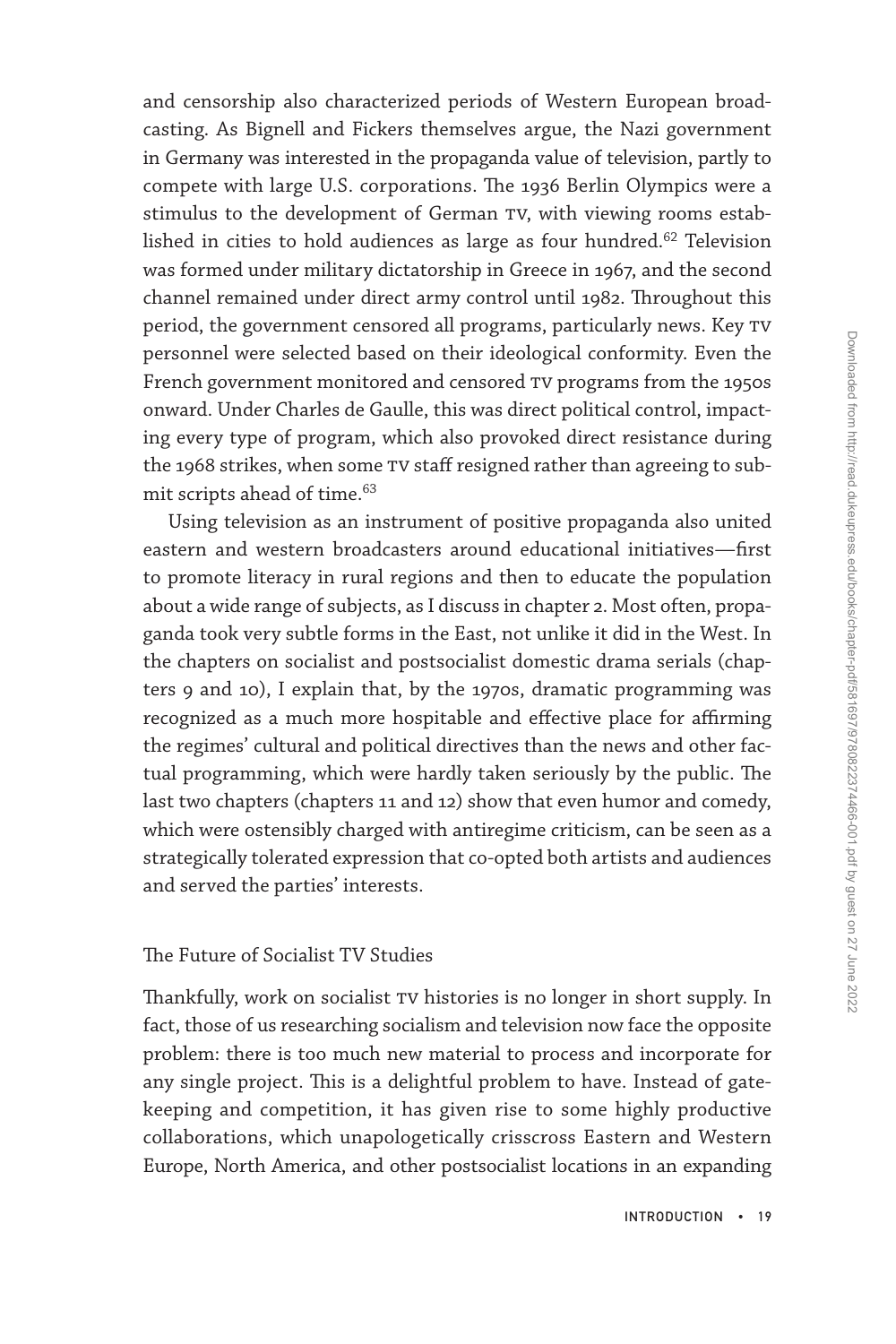and censorship also characterized periods of Western European broadcasting. As Bignell and Fickers themselves argue, the Nazi government in Germany was interested in the propaganda value of television, partly to compete with large U.S. corporations. The 1936 Berlin Olympics were a stimulus to the development of German TV, with viewing rooms established in cities to hold audiences as large as four hundred.[62] Television was formed under military dictatorship in Greece in 1967, and the second channel remained under direct army control until 1982. Throughout this period, the government censored all programs, particularly news. Key TV personnel were selected based on their ideological conformity. Even the French government monitored and censored TV programs from the 1950s onward. Under Charles de Gaulle, this was direct political control, impacting every type of program, which also provoked direct resistance during the 1968 strikes, when some TV staff resigned rather than agreeing to submit scripts ahead of time.[63]

Using television as an instrument of positive propaganda also united eastern and western broadcasters around educational initiatives—first to promote literacy in rural regions and then to educate the population about a wide range of subjects, as I discuss in chapter 2. Most often, propaganda took very subtle forms in the East, not unlike it did in the West. In the chapters on socialist and postsocialist domestic drama serials (chapters 9 and 10), I explain that, by the 1970s, dramatic programming was recognized as a much more hospitable and effective place for affirming the regimes' cultural and political directives than the news and other factual programming, which were hardly taken seriously by the public. The last two chapters (chapters 11 and 12) show that even humor and comedy, which were ostensibly charged with antiregime criticism, can be seen as a strategically tolerated expression that co-opted both artists and audiences and served the parties' interests.

## The Future of Socialist TV Studies

Thankfully, work on socialist TV histories is no longer in short supply. In fact, those of us researching socialism and television now face the opposite problem: there is too much new material to process and incorporate for any single project. This is a delightful problem to have. Instead of gatekeeping and competition, it has given rise to some highly productive collaborations, which unapologetically crisscross Eastern and Western Europe, North America, and other postsocialist locations in an expanding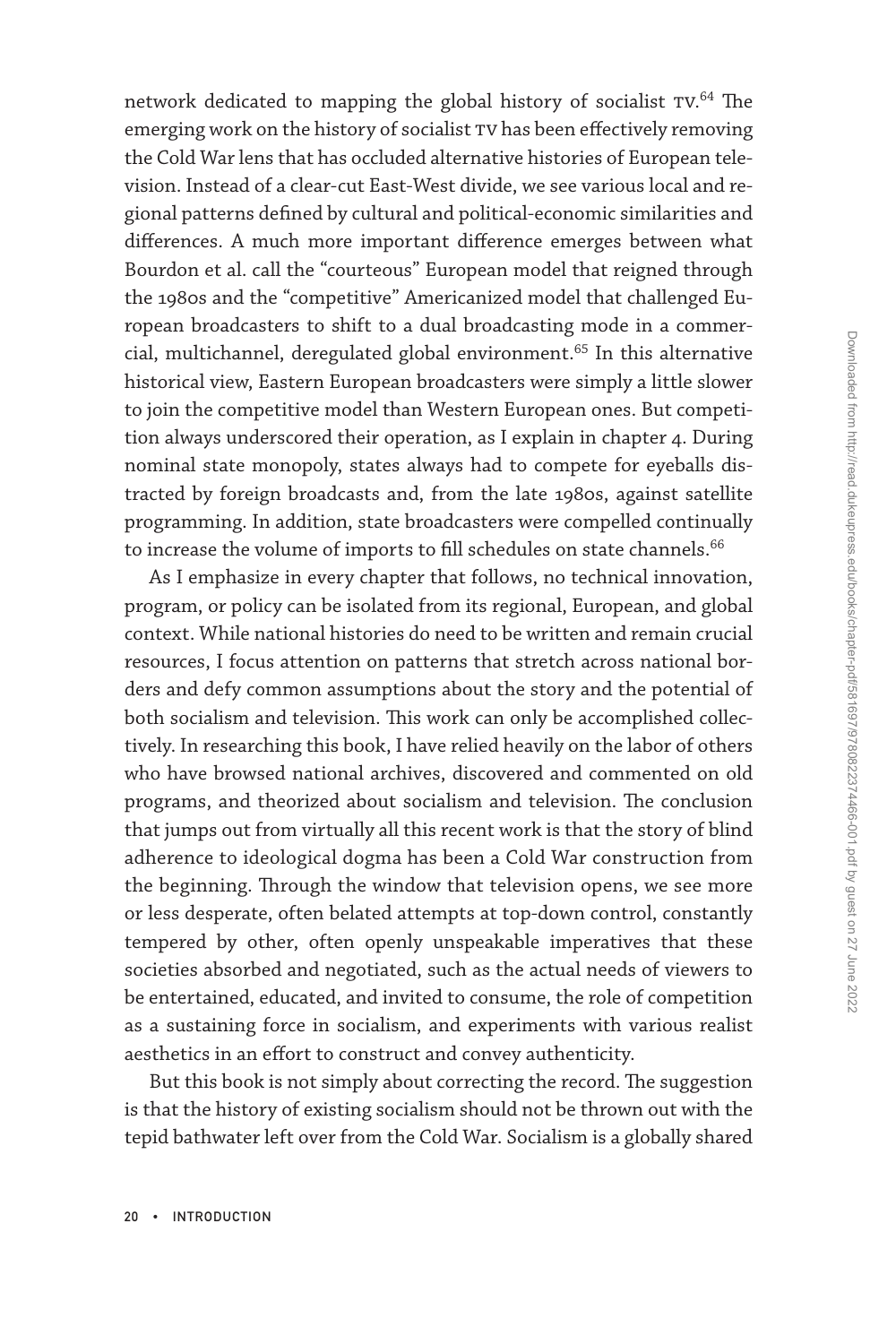network dedicated to mapping the global history of socialist TV.[64] The emerging work on the history of socialist TV has been effectively removing the Cold War lens that has occluded alternative histories of European television. Instead of a clear-cut East-West divide, we see various local and regional patterns defined by cultural and political-economic similarities and differences. A much more important difference emerges between what Bourdon et al. call the "courteous" European model that reigned through the 1980s and the "competitive" Americanized model that challenged European broadcasters to shift to a dual broadcasting mode in a commercial, multichannel, deregulated global environment.[65] In this alternative historical view, Eastern European broadcasters were simply a little slower to join the competitive model than Western European ones. But competition always underscored their operation, as I explain in chapter 4. During nominal state monopoly, states always had to compete for eyeballs distracted by foreign broadcasts and, from the late 1980s, against satellite programming. In addition, state broadcasters were compelled continually to increase the volume of imports to fill schedules on state channels.[66]

As I emphasize in every chapter that follows, no technical innovation, program, or policy can be isolated from its regional, European, and global context. While national histories do need to be written and remain crucial resources, I focus attention on patterns that stretch across national borders and defy common assumptions about the story and the potential of both socialism and television. This work can only be accomplished collectively. In researching this book, I have relied heavily on the labor of others who have browsed national archives, discovered and commented on old programs, and theorized about socialism and television. The conclusion that jumps out from virtually all this recent work is that the story of blind adherence to ideological dogma has been a Cold War construction from the beginning. Through the window that television opens, we see more or less desperate, often belated attempts at top-down control, constantly tempered by other, often openly unspeakable imperatives that these societies absorbed and negotiated, such as the actual needs of viewers to be entertained, educated, and invited to consume, the role of competition as a sustaining force in socialism, and experiments with various realist aesthetics in an effort to construct and convey authenticity.

But this book is not simply about correcting the record. The suggestion is that the history of existing socialism should not be thrown out with the tepid bathwater left over from the Cold War. Socialism is a globally shared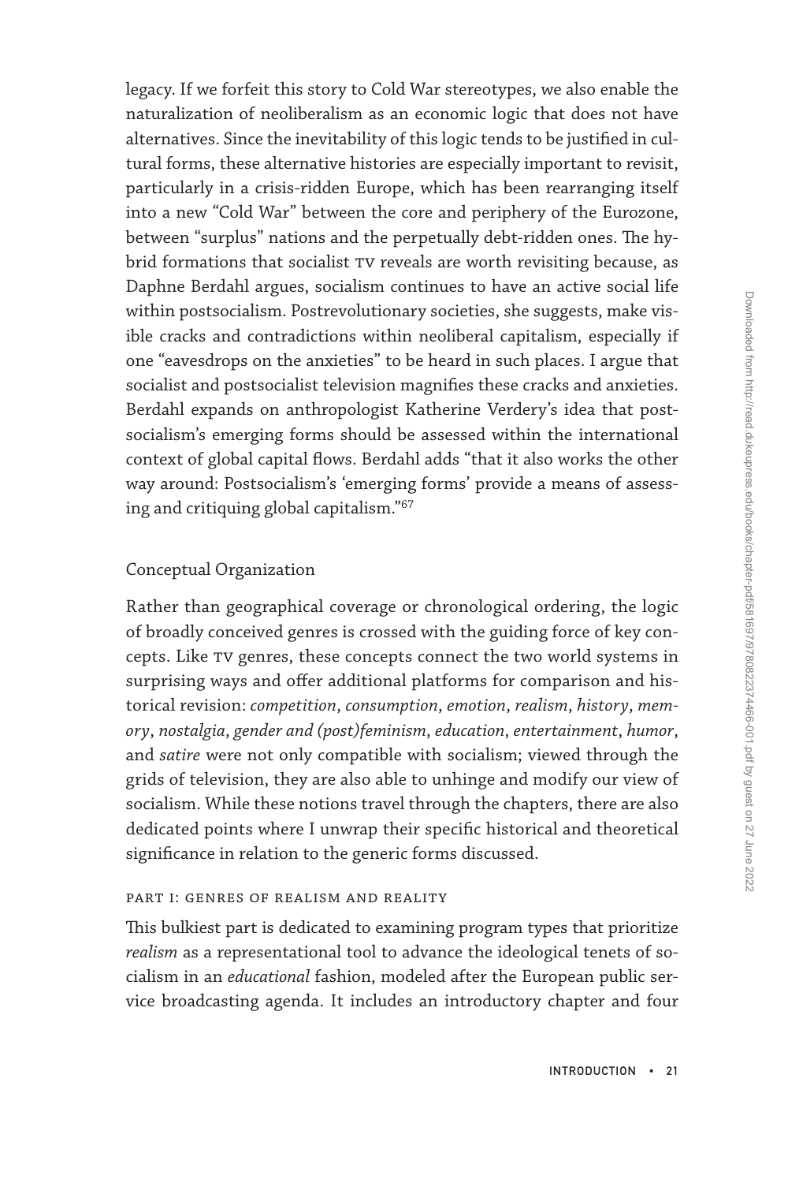legacy. If we forfeit this story to Cold War stereotypes, we also enable the naturalization of neoliberalism as an economic logic that does not have alternatives. Since the inevitability of this logic tends to be justified in cultural forms, these alternative histories are especially important to revisit, particularly in a crisis-ridden Europe, which has been rearranging itself into a new "Cold War" between the core and periphery of the Eurozone, between "surplus" nations and the perpetually debt-ridden ones. The hybrid formations that socialist TV reveals are worth revisiting because, as Daphne Berdahl argues, socialism continues to have an active social life within postsocialism. Postrevolutionary societies, she suggests, make visible cracks and contradictions within neoliberal capitalism, especially if one "eavesdrops on the anxieties" to be heard in such places. I argue that socialist and postsocialist television magnifies these cracks and anxieties. Berdahl expands on anthropologist Katherine Verdery's idea that postsocialism's emerging forms should be assessed within the international context of global capital flows. Berdahl adds "that it also works the other way around: Postsocialism's 'emerging forms' provide a means of assessing and critiquing global capitalism."[67]

## Conceptual Organization

Rather than geographical coverage or chronological ordering, the logic of broadly conceived genres is crossed with the guiding force of key concepts. Like TV genres, these concepts connect the two world systems in surprising ways and offer additional platforms for comparison and historical revision: *competition*, *consumption*, *emotion*, *realism*, *history*, *memory*, *nostalgia*, *gender and (post)feminism*, *education*, *entertainment*, *humor*, and *satire* were not only compatible with socialism; viewed through the grids of television, they are also able to unhinge and modify our view of socialism. While these notions travel through the chapters, there are also dedicated points where I unwrap their specific historical and theoretical significance in relation to the generic forms discussed.

### Part I: Genres of Realism and Reality

This bulkiest part is dedicated to examining program types that prioritize *realism* as a representational tool to advance the ideological tenets of socialism in an *educational* fashion, modeled after the European public service broadcasting agenda. It includes an introductory chapter and four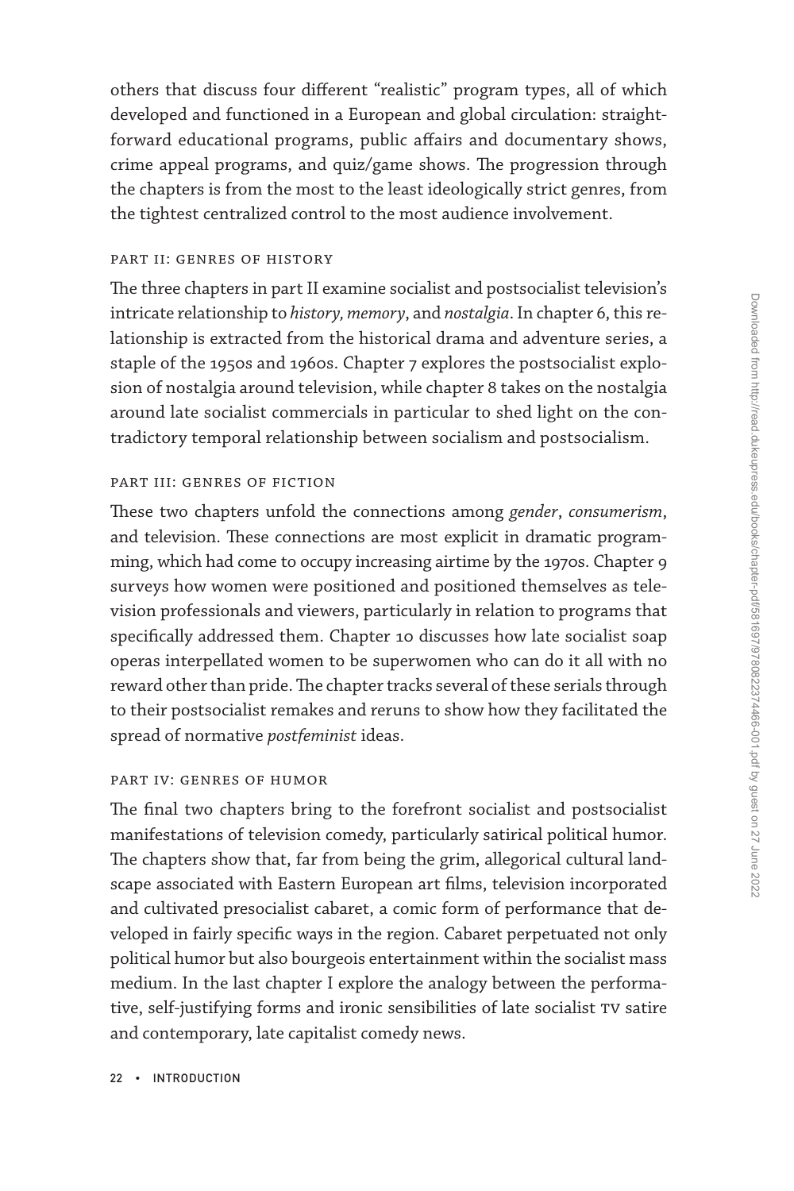others that discuss four different "realistic" program types, all of which developed and functioned in a European and global circulation: straightforward educational programs, public affairs and documentary shows, crime appeal programs, and quiz/game shows. The progression through the chapters is from the most to the least ideologically strict genres, from the tightest centralized control to the most audience involvement.

### PART II: GENRES OF HISTORY

The three chapters in part II examine socialist and postsocialist television's intricate relationship to *history, memory*, and *nostalgia*. In chapter 6, this relationship is extracted from the historical drama and adventure series, a staple of the 1950s and 1960s. Chapter 7 explores the postsocialist explosion of nostalgia around television, while chapter 8 takes on the nostalgia around late socialist commercials in particular to shed light on the contradictory temporal relationship between socialism and postsocialism.

### PART III: GENRES OF FICTION

These two chapters unfold the connections among *gender*, *consumerism*, and television. These connections are most explicit in dramatic programming, which had come to occupy increasing airtime by the 1970s. Chapter 9 surveys how women were positioned and positioned themselves as television professionals and viewers, particularly in relation to programs that specifically addressed them. Chapter 10 discusses how late socialist soap operas interpellated women to be superwomen who can do it all with no reward other than pride. The chapter tracks several of these serials through to their postsocialist remakes and reruns to show how they facilitated the spread of normative *postfeminist* ideas.

### PART IV: GENRES OF HUMOR

The final two chapters bring to the forefront socialist and postsocialist manifestations of television comedy, particularly satirical political humor. The chapters show that, far from being the grim, allegorical cultural landscape associated with Eastern European art films, television incorporated and cultivated presocialist cabaret, a comic form of performance that developed in fairly specific ways in the region. Cabaret perpetuated not only political humor but also bourgeois entertainment within the socialist mass medium. In the last chapter I explore the analogy between the performative, self-justifying forms and ironic sensibilities of late socialist TV satire and contemporary, late capitalist comedy news.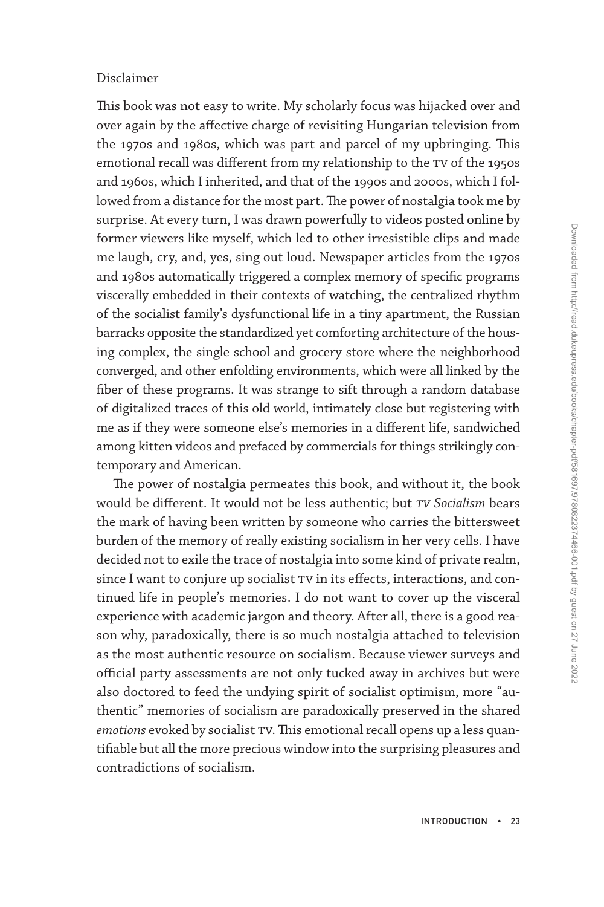Disclaimer

This book was not easy to write. My scholarly focus was hijacked over and over again by the affective charge of revisiting Hungarian television from the 1970s and 1980s, which was part and parcel of my upbringing. This emotional recall was different from my relationship to the TV of the 1950s and 1960s, which I inherited, and that of the 1990s and 2000s, which I followed from a distance for the most part. The power of nostalgia took me by surprise. At every turn, I was drawn powerfully to videos posted online by former viewers like myself, which led to other irresistible clips and made me laugh, cry, and, yes, sing out loud. Newspaper articles from the 1970s and 1980s automatically triggered a complex memory of specific programs viscerally embedded in their contexts of watching, the centralized rhythm of the socialist family's dysfunctional life in a tiny apartment, the Russian barracks opposite the standardized yet comforting architecture of the housing complex, the single school and grocery store where the neighborhood converged, and other enfolding environments, which were all linked by the fiber of these programs. It was strange to sift through a random database of digitalized traces of this old world, intimately close but registering with me as if they were someone else's memories in a different life, sandwiched among kitten videos and prefaced by commercials for things strikingly contemporary and American.

The power of nostalgia permeates this book, and without it, the book would be different. It would not be less authentic; but *TV Socialism* bears the mark of having been written by someone who carries the bittersweet burden of the memory of really existing socialism in her very cells. I have decided not to exile the trace of nostalgia into some kind of private realm, since I want to conjure up socialist TV in its effects, interactions, and continued life in people's memories. I do not want to cover up the visceral experience with academic jargon and theory. After all, there is a good reason why, paradoxically, there is so much nostalgia attached to television as the most authentic resource on socialism. Because viewer surveys and official party assessments are not only tucked away in archives but were also doctored to feed the undying spirit of socialist optimism, more "authentic" memories of socialism are paradoxically preserved in the shared *emotions* evoked by socialist TV. This emotional recall opens up a less quantifiable but all the more precious window into the surprising pleasures and contradictions of socialism.